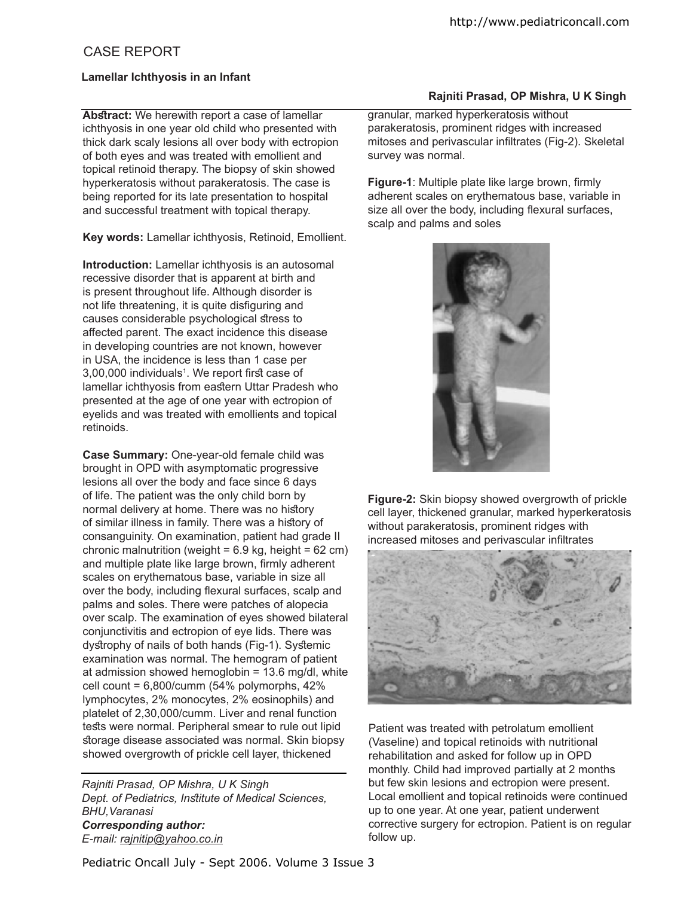# CASE REPORT

## Lamellar Ichthyosis in an Infant

**Rajniti Prasad, OP Mishra, U K Singh**

**Abstract:** We herewith report a case of lamellar ichthyosis in one year old child who presented with thick dark scaly lesions all over body with ectropion of both eyes and was treated with emollient and topical retinoid therapy. The biopsy of skin showed hyperkeratosis without parakeratosis. The case is being reported for its late presentation to hospital and successful treatment with topical therapy.

**Key words:** Lamellar ichthyosis, Retinoid, Emollient.

**Introduction:** Lamellar ichthyosis is an autosomal recessive disorder that is apparent at birth and is present throughout life. Although disorder is not life threatening, it is quite disfiguring and causes considerable psychological stress to affected parent. The exact incidence this disease in developing countries are not known, however in USA, the incidence is less than 1 case per 3,00,000 individuals[1]. We report first case of lamellar ichthyosis from eastern Uttar Pradesh who presented at the age of one year with ectropion of eyelids and was treated with emollients and topical retinoids.

**Case Summary:** One-year-old female child was brought in OPD with asymptomatic progressive lesions all over the body and face since 6 days of life. The patient was the only child born by normal delivery at home. There was no history of similar illness in family. There was a history of consanguinity. On examination, patient had grade II chronic malnutrition (weight = 6.9 kg, height = 62 cm) and multiple plate like large brown, firmly adherent scales on erythematous base, variable in size all over the body, including flexural surfaces, scalp and palms and soles. There were patches of alopecia over scalp. The examination of eyes showed bilateral conjunctivitis and ectropion of eye lids. There was dystrophy of nails of both hands (Fig-1). Systemic examination was normal. The hemogram of patient at admission showed hemoglobin = 13.6 mg/dl, white cell count = 6,800/cumm (54% polymorphs, 42% lymphocytes, 2% monocytes, 2% eosinophils) and platelet of 2,30,000/cumm. Liver and renal function tests were normal. Peripheral smear to rule out lipid storage disease associated was normal. Skin biopsy showed overgrowth of prickle cell layer, thickened granular, marked hyperkeratosis without parakeratosis, prominent ridges with increased mitoses and perivascular infiltrates (Fig-2). Skeletal survey was normal.

**Figure-1**: Multiple plate like large brown, firmly adherent scales on erythematous base, variable in size all over the body, including flexural surfaces, scalp and palms and soles

**Figure-2:** Skin biopsy showed overgrowth of prickle cell layer, thickened granular, marked hyperkeratosis without parakeratosis, prominent ridges with increased mitoses and perivascular infiltrates

Patient was treated with petrolatum emollient (Vaseline) and topical retinoids with nutritional rehabilitation and asked for follow up in OPD monthly. Child had improved partially at 2 months but few skin lesions and ectropion were present. Local emollient and topical retinoids were continued up to one year. At one year, patient underwent corrective surgery for ectropion. Patient is on regular follow up.

*Rajniti Prasad, OP Mishra, U K Singh*
*Dept. of Pediatrics, Institute of Medical Sciences, BHU, Varanasi*
***Corresponding author:***
*E-mail: rajnitip@yahoo.co.in*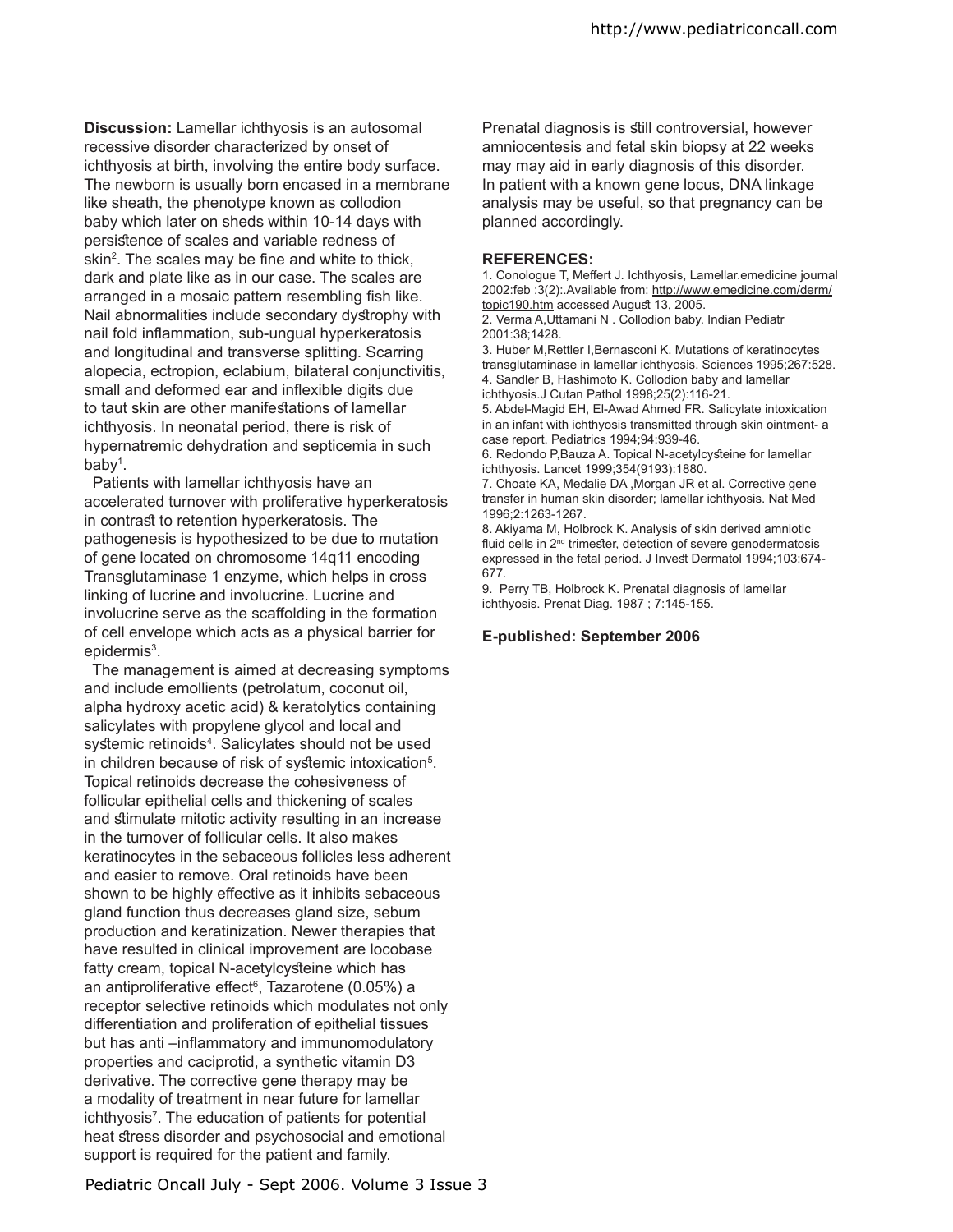**Discussion:** Lamellar ichthyosis is an autosomal recessive disorder characterized by onset of ichthyosis at birth, involving the entire body surface. The newborn is usually born encased in a membrane like sheath, the phenotype known as collodion baby which later on sheds within 10-14 days with persistence of scales and variable redness of skin[2]. The scales may be fine and white to thick, dark and plate like as in our case. The scales are arranged in a mosaic pattern resembling fish like. Nail abnormalities include secondary dystrophy with nail fold inflammation, sub-ungual hyperkeratosis and longitudinal and transverse splitting. Scarring alopecia, ectropion, eclabium, bilateral conjunctivitis, small and deformed ear and inflexible digits due to taut skin are other manifestations of lamellar ichthyosis. In neonatal period, there is risk of hypernatremic dehydration and septicemia in such baby[1].

Patients with lamellar ichthyosis have an accelerated turnover with proliferative hyperkeratosis in contrast to retention hyperkeratosis. The pathogenesis is hypothesized to be due to mutation of gene located on chromosome 14q11 encoding Transglutaminase 1 enzyme, which helps in cross linking of lucrine and involucrine. Lucrine and involucrine serve as the scaffolding in the formation of cell envelope which acts as a physical barrier for epidermis[3].

The management is aimed at decreasing symptoms and include emollients (petrolatum, coconut oil, alpha hydroxy acetic acid) & keratolytics containing salicylates with propylene glycol and local and systemic retinoids[4]. Salicylates should not be used in children because of risk of systemic intoxication[5]. Topical retinoids decrease the cohesiveness of follicular epithelial cells and thickening of scales and stimulate mitotic activity resulting in an increase in the turnover of follicular cells. It also makes keratinocytes in the sebaceous follicles less adherent and easier to remove. Oral retinoids have been shown to be highly effective as it inhibits sebaceous gland function thus decreases gland size, sebum production and keratinization. Newer therapies that have resulted in clinical improvement are locobase fatty cream, topical N-acetylcysteine which has an antiproliferative effect[6], Tazarotene (0.05%) a receptor selective retinoids which modulates not only differentiation and proliferation of epithelial tissues but has anti –inflammatory and immunomodulatory properties and caciprotid, a synthetic vitamin D3 derivative. The corrective gene therapy may be a modality of treatment in near future for lamellar ichthyosis[7]. The education of patients for potential heat stress disorder and psychosocial and emotional support is required for the patient and family.

Prenatal diagnosis is still controversial, however amniocentesis and fetal skin biopsy at 22 weeks may may aid in early diagnosis of this disorder. In patient with a known gene locus, DNA linkage analysis may be useful, so that pregnancy can be planned accordingly.

**REFERENCES:**

1. Conologue T, Meffert J. Ichthyosis, Lamellar.emedicine journal 2002:feb :3(2):.Available from: http://www.emedicine.com/derm/topic190.htm accessed August 13, 2005.
2. Verma A,Uttamani N . Collodion baby. Indian Pediatr 2001:38;1428.
3. Huber M,Rettler I,Bernasconi K. Mutations of keratinocytes transglutaminase in lamellar ichthyosis. Sciences 1995;267:528.
4. Sandler B, Hashimoto K. Collodion baby and lamellar ichthyosis.J Cutan Pathol 1998;25(2):116-21.
5. Abdel-Magid EH, El-Awad Ahmed FR. Salicylate intoxication in an infant with ichthyosis transmitted through skin ointment- a case report. Pediatrics 1994;94:939-46.
6. Redondo P,Bauza A. Topical N-acetylcysteine for lamellar ichthyosis. Lancet 1999;354(9193):1880.
7. Choate KA, Medalie DA ,Morgan JR et al. Corrective gene transfer in human skin disorder; lamellar ichthyosis. Nat Med 1996;2:1263-1267.
8. Akiyama M, Holbrock K. Analysis of skin derived amniotic fluid cells in 2nd trimester, detection of severe genodermatosis expressed in the fetal period. J Invest Dermatol 1994;103:674-677.
9. Perry TB, Holbrock K. Prenatal diagnosis of lamellar ichthyosis. Prenat Diag. 1987 ; 7:145-155.

**E-published: September 2006**